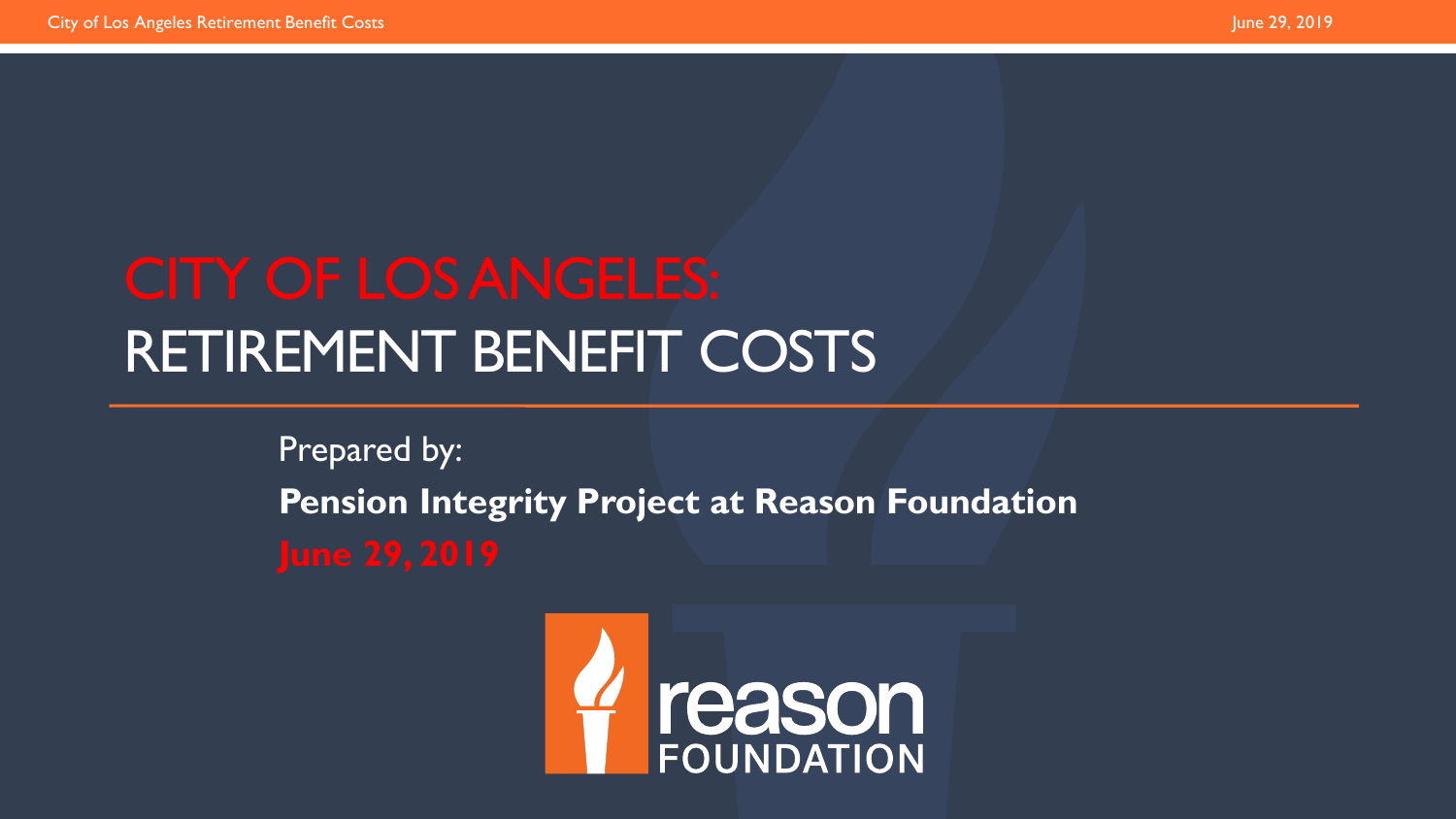# CITY OF LOS ANGELES: RETIREMENT BENEFIT COSTS

Prepared by:

**Pension Integrity Project at Reason Foundation**

**June 29, 2019**

reason FOUNDATION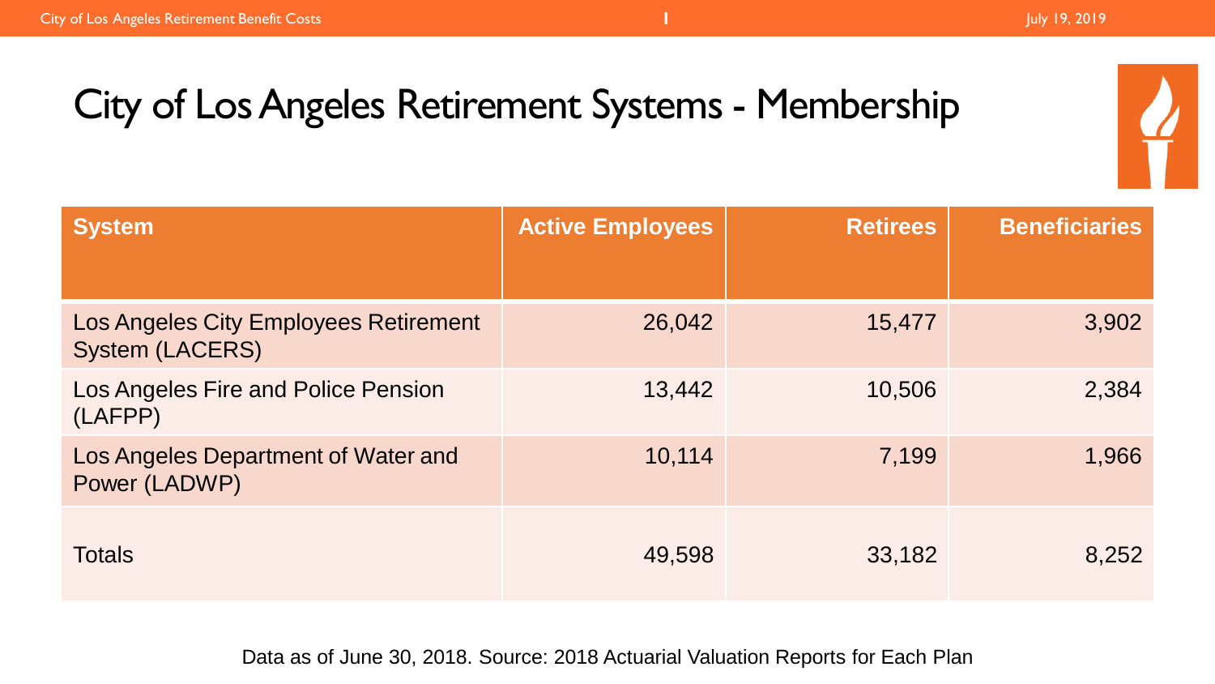# City of Los Angeles Retirement Systems - Membership

| System | Active Employees | Retirees | Beneficiaries |
|---|---|---|---|
| Los Angeles City Employees Retirement System (LACERS) | 26,042 | 15,477 | 3,902 |
| Los Angeles Fire and Police Pension (LAFPP) | 13,442 | 10,506 | 2,384 |
| Los Angeles Department of Water and Power (LADWP) | 10,114 | 7,199 | 1,966 |
| Totals | 49,598 | 33,182 | 8,252 |

Data as of June 30, 2018. Source: 2018 Actuarial Valuation Reports for Each Plan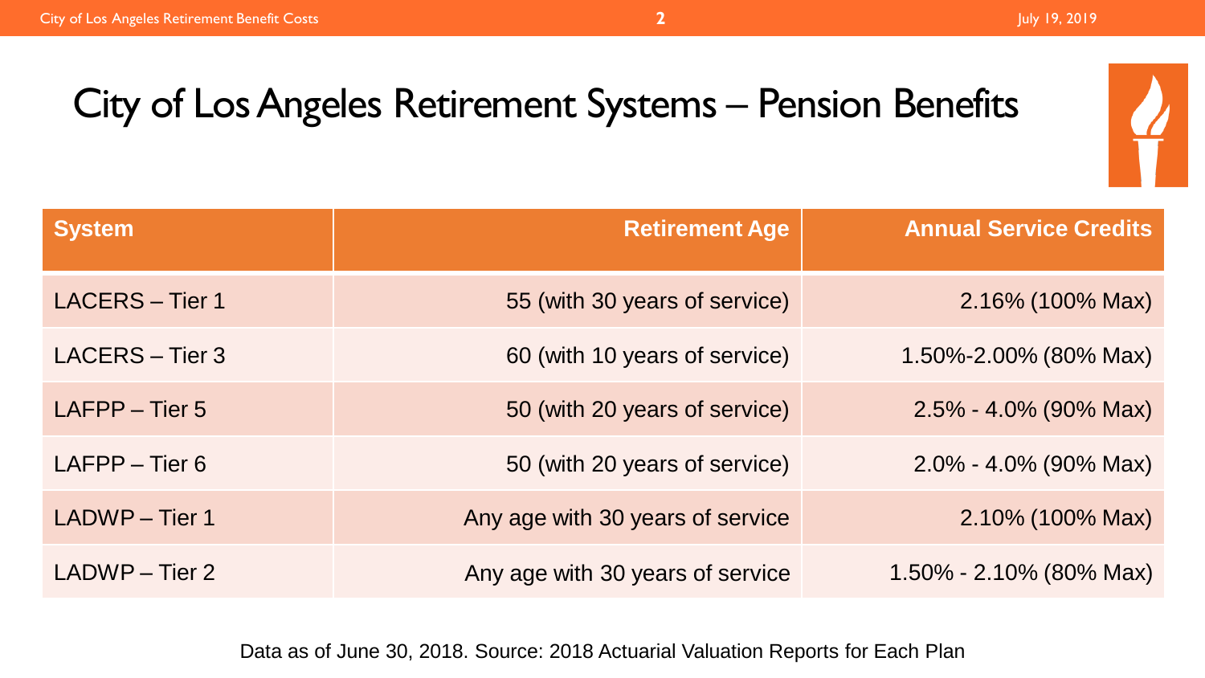# City of Los Angeles Retirement Systems – Pension Benefits

| System | Retirement Age | Annual Service Credits |
|---|---|---|
| LACERS – Tier 1 | 55 (with 30 years of service) | 2.16% (100% Max) |
| LACERS – Tier 3 | 60 (with 10 years of service) | 1.50%-2.00% (80% Max) |
| LAFPP – Tier 5 | 50 (with 20 years of service) | 2.5% - 4.0% (90% Max) |
| LAFPP – Tier 6 | 50 (with 20 years of service) | 2.0% - 4.0% (90% Max) |
| LADWP – Tier 1 | Any age with 30 years of service | 2.10% (100% Max) |
| LADWP – Tier 2 | Any age with 30 years of service | 1.50% - 2.10% (80% Max) |

Data as of June 30, 2018. Source: 2018 Actuarial Valuation Reports for Each Plan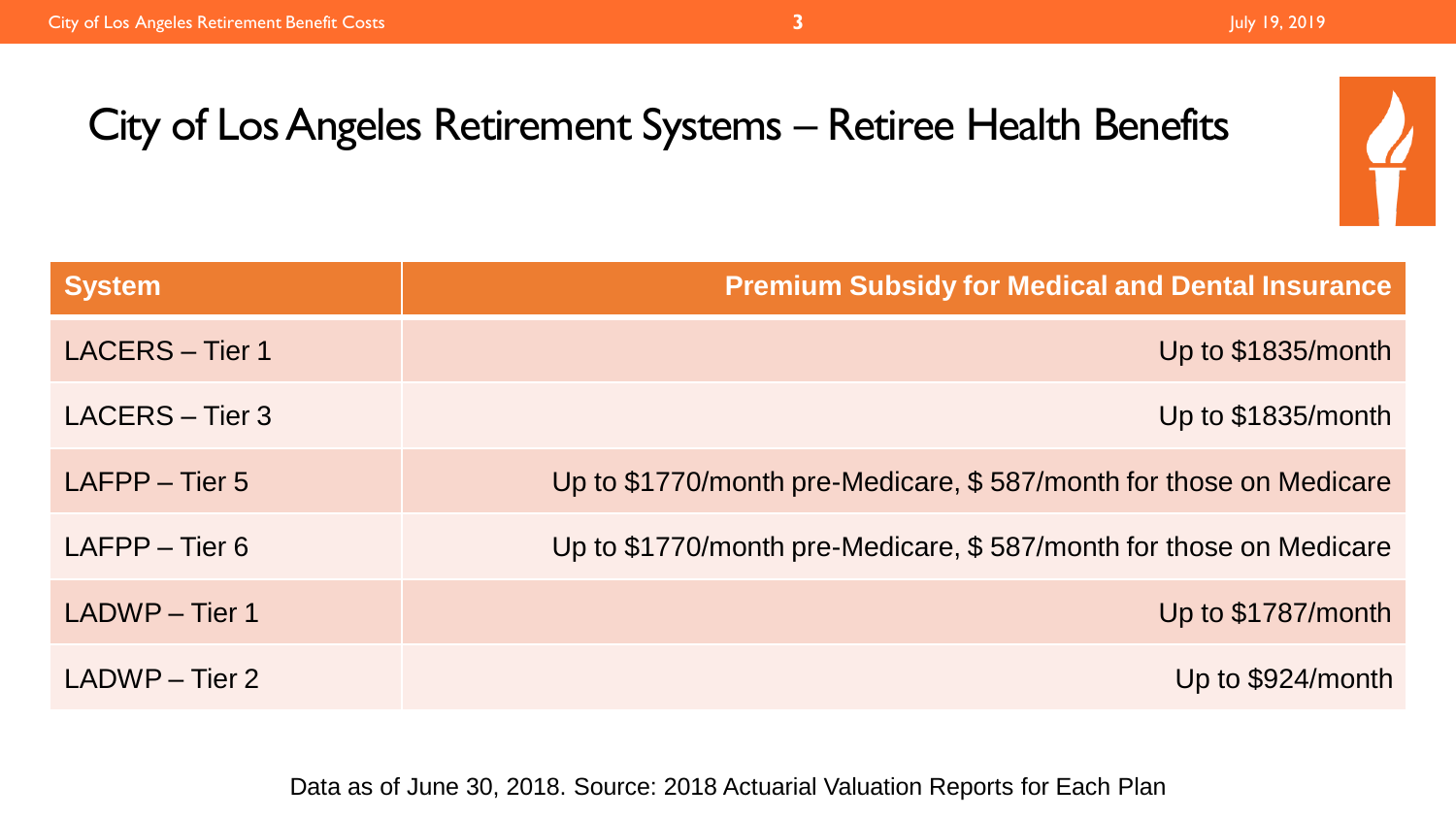# City of Los Angeles Retirement Systems – Retiree Health Benefits

| System | Premium Subsidy for Medical and Dental Insurance |
| --- | --- |
| LACERS – Tier 1 | Up to $1835/month |
| LACERS – Tier 3 | Up to $1835/month |
| LAFPP – Tier 5 | Up to $1770/month pre-Medicare, $ 587/month for those on Medicare |
| LAFPP – Tier 6 | Up to $1770/month pre-Medicare, $ 587/month for those on Medicare |
| LADWP – Tier 1 | Up to $1787/month |
| LADWP – Tier 2 | Up to $924/month |

Data as of June 30, 2018. Source: 2018 Actuarial Valuation Reports for Each Plan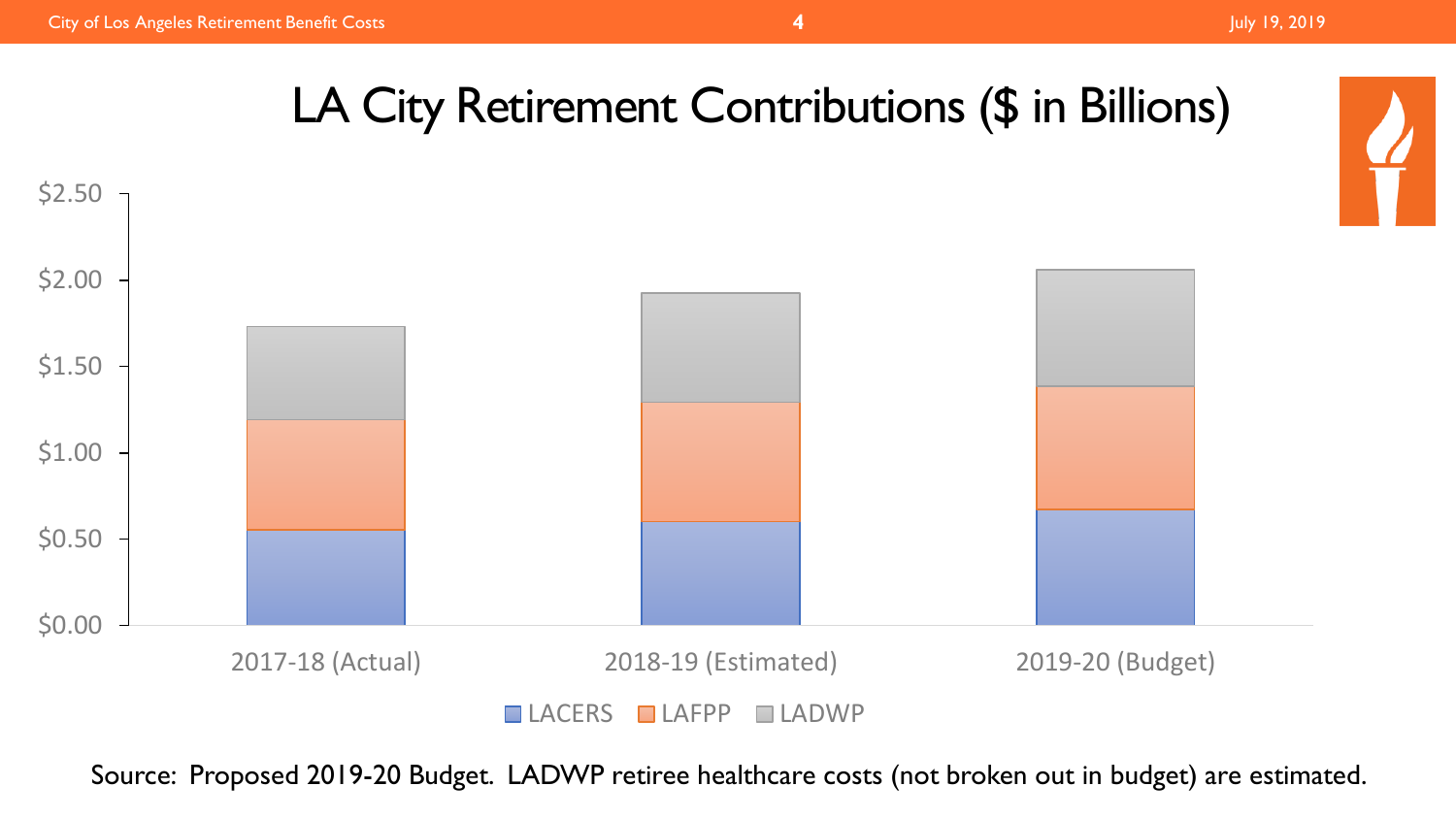# LA City Retirement Contributions ($ in Billions)

$2.50

$2.00

$1.50

$1.00

$0.50

$0.00

2017-18 (Actual) 2018-19 (Estimated) 2019-20 (Budget)

LACERS LAFPP LADWP

Source: Proposed 2019-20 Budget. LADWP retiree healthcare costs (not broken out in budget) are estimated.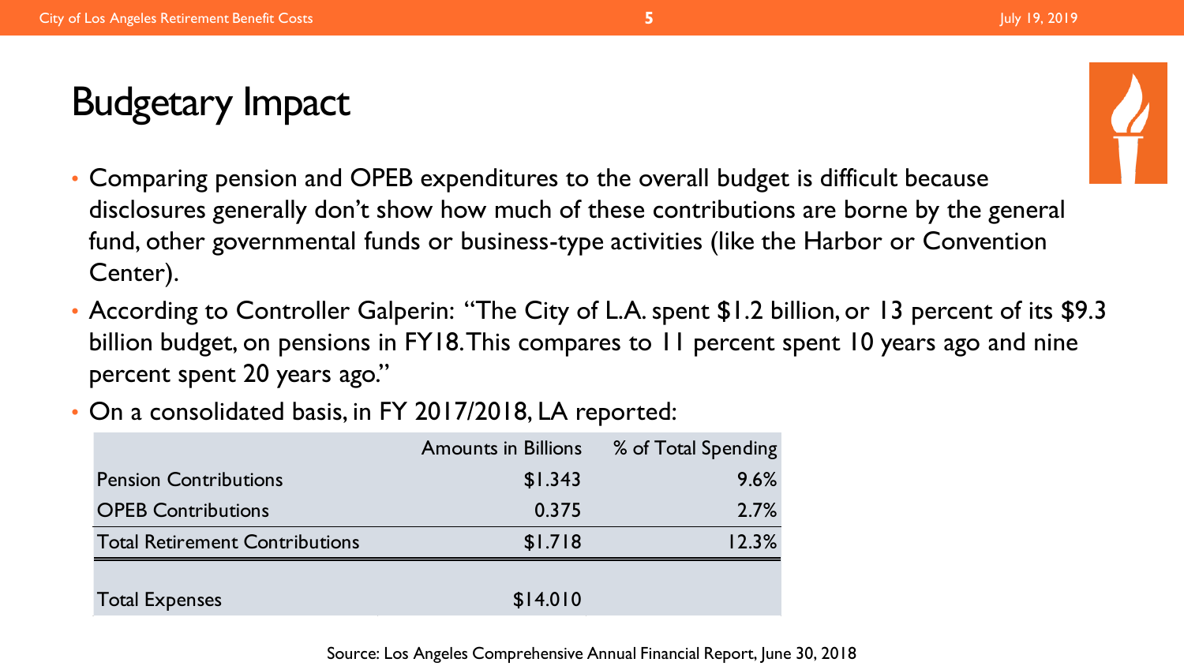# Budgetary Impact

- Comparing pension and OPEB expenditures to the overall budget is difficult because disclosures generally don't show how much of these contributions are borne by the general fund, other governmental funds or business-type activities (like the Harbor or Convention Center).
- According to Controller Galperin: "The City of L.A. spent $1.2 billion, or 13 percent of its $9.3 billion budget, on pensions in FY18. This compares to 11 percent spent 10 years ago and nine percent spent 20 years ago."
- On a consolidated basis, in FY 2017/2018, LA reported:

| | Amounts in Billions | % of Total Spending |
|---|---|---|
| Pension Contributions | $1.343 | 9.6% |
| OPEB Contributions | 0.375 | 2.7% |
| Total Retirement Contributions | $1.718 | 12.3% |
| | | |
| Total Expenses | $14.010 | |

Source: Los Angeles Comprehensive Annual Financial Report, June 30, 2018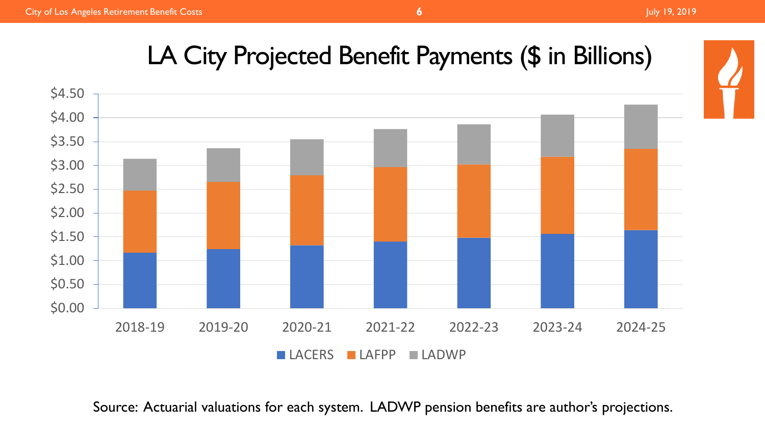# LA City Projected Benefit Payments ($ in Billions)

$4.50
$4.00
$3.50
$3.00
$2.50
$2.00
$1.50
$1.00
$0.50
$0.00

2018-19 2019-20 2020-21 2021-22 2022-23 2023-24 2024-25

LACERS LAFPP LADWP

Source: Actuarial valuations for each system. LADWP pension benefits are author's projections.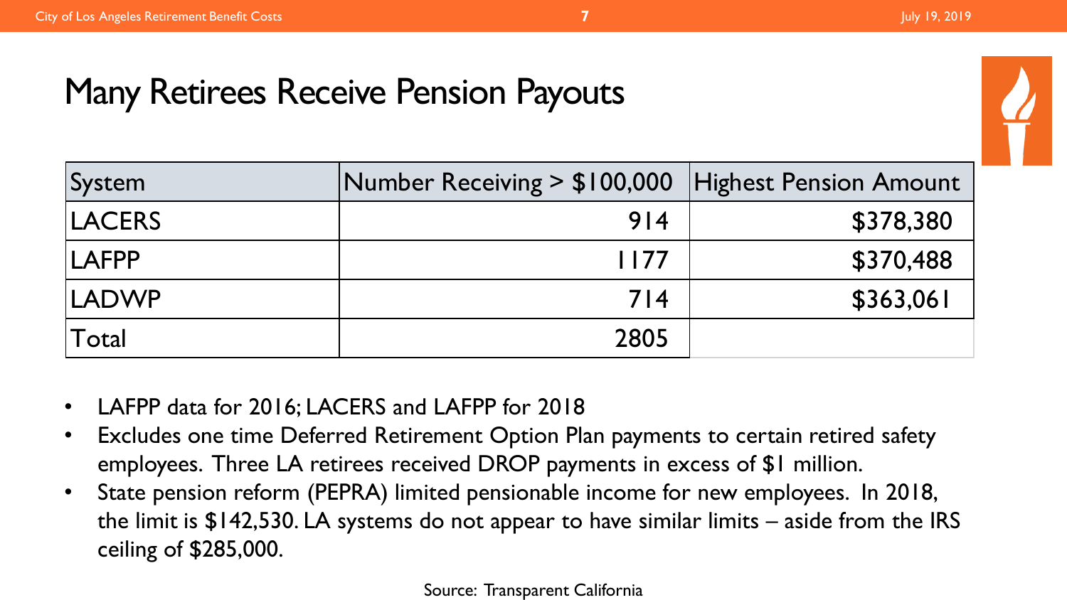# Many Retirees Receive Pension Payouts

| System | Number Receiving > $100,000 | Highest Pension Amount |
|---|---|---|
| LACERS | 914 | $378,380 |
| LAFPP | 1177 | $370,488 |
| LADWP | 714 | $363,061 |
| Total | 2805 | |

- LAFPP data for 2016; LACERS and LAFPP for 2018
- Excludes one time Deferred Retirement Option Plan payments to certain retired safety employees. Three LA retirees received DROP payments in excess of $1 million.
- State pension reform (PEPRA) limited pensionable income for new employees. In 2018, the limit is $142,530. LA systems do not appear to have similar limits – aside from the IRS ceiling of $285,000.

Source: Transparent California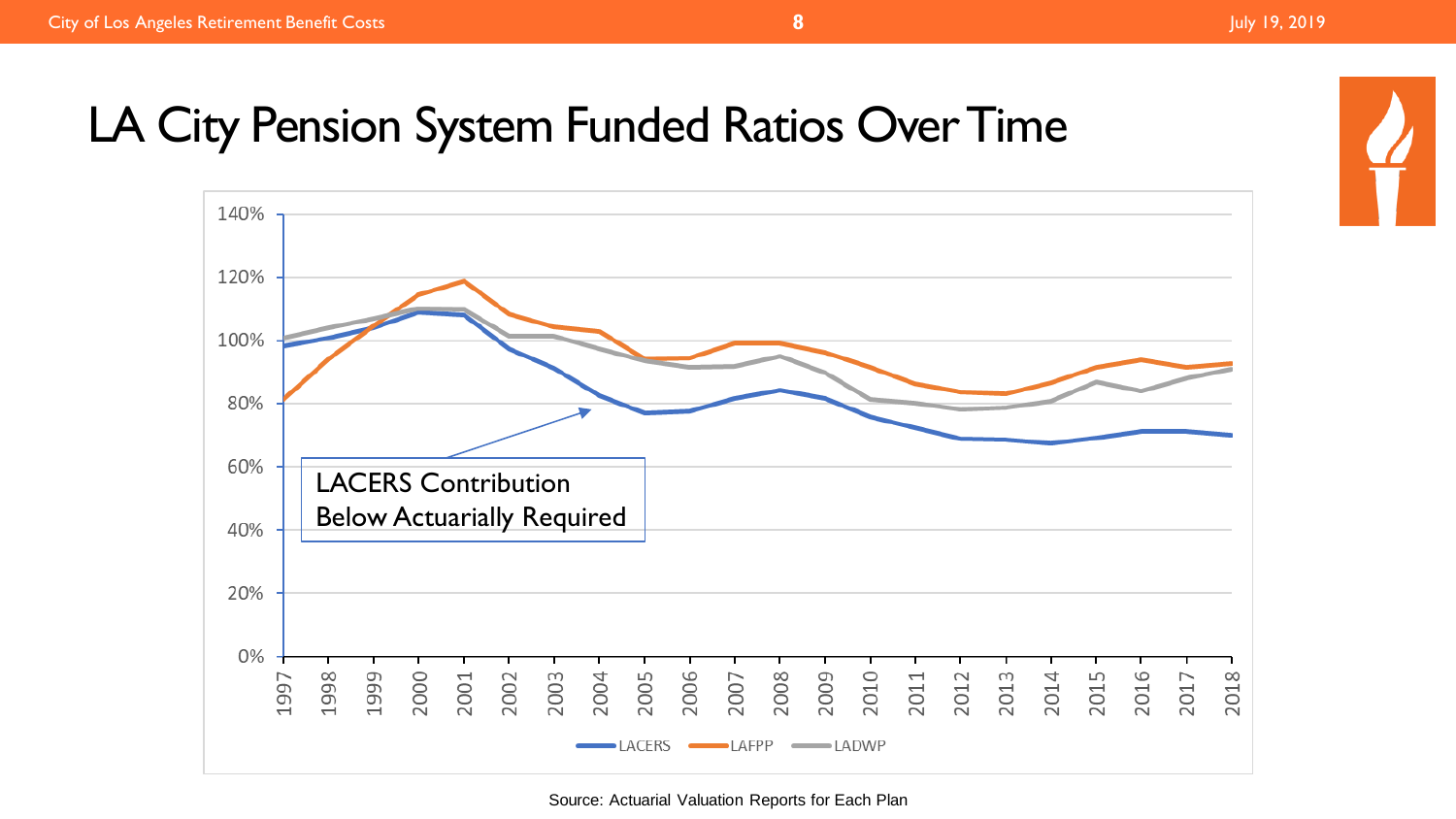# LA City Pension System Funded Ratios Over Time

LACERS Contribution Below Actuarially Required

Source: Actuarial Valuation Reports for Each Plan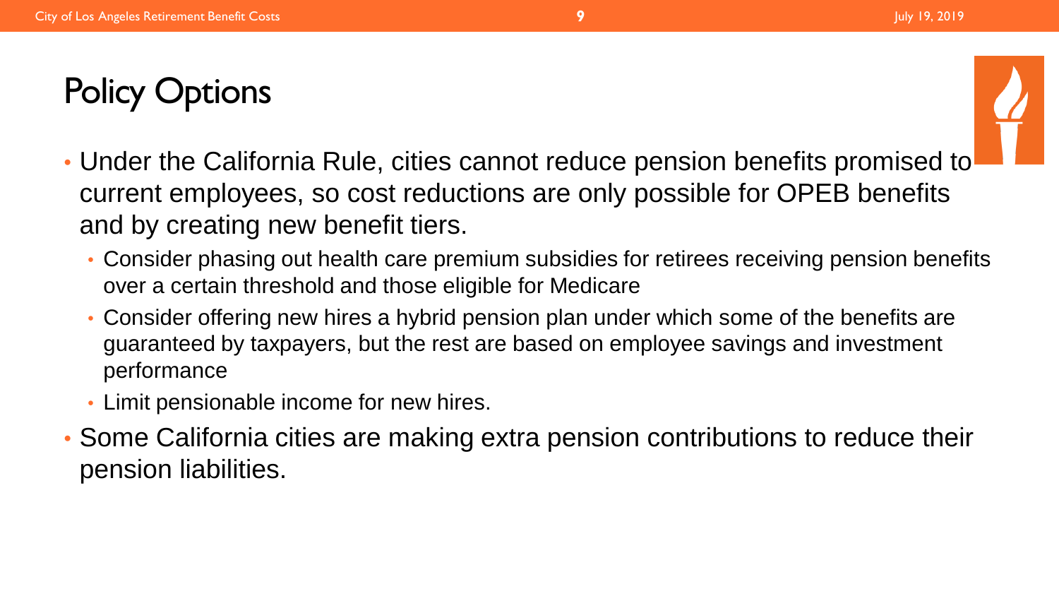# Policy Options

- Under the California Rule, cities cannot reduce pension benefits promised to current employees, so cost reductions are only possible for OPEB benefits and by creating new benefit tiers.
  - Consider phasing out health care premium subsidies for retirees receiving pension benefits over a certain threshold and those eligible for Medicare
  - Consider offering new hires a hybrid pension plan under which some of the benefits are guaranteed by taxpayers, but the rest are based on employee savings and investment performance
  - Limit pensionable income for new hires.
- Some California cities are making extra pension contributions to reduce their pension liabilities.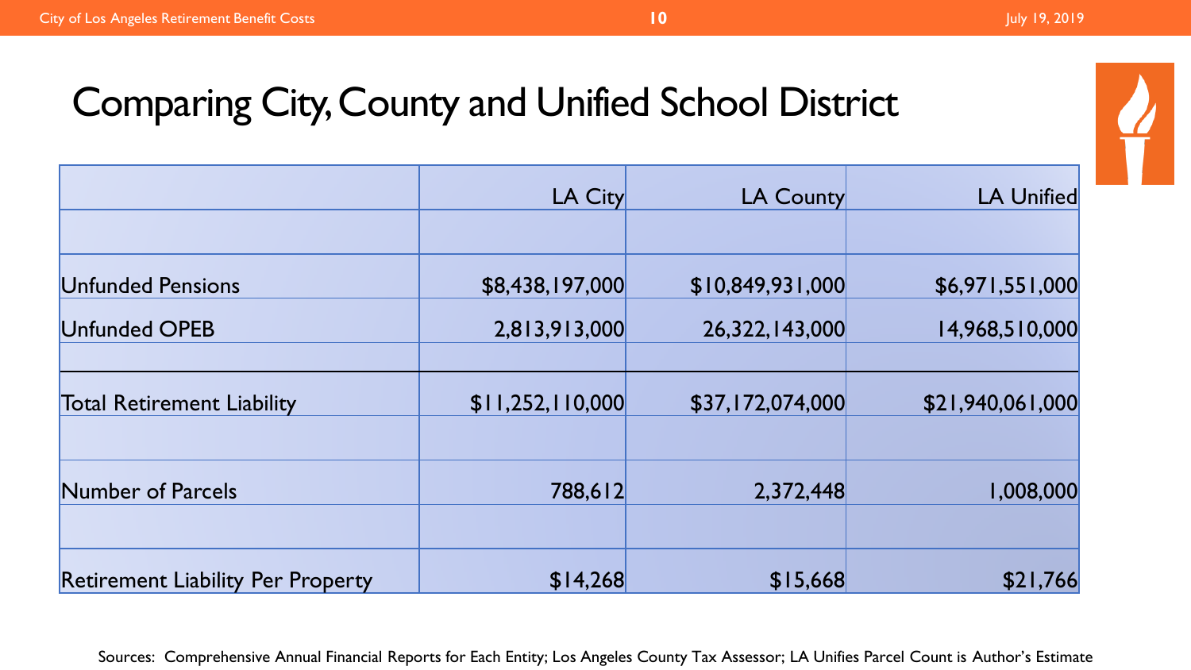# Comparing City, County and Unified School District

| | LA City | LA County | LA Unified |
|---|---|---|---|
| | | | |
| Unfunded Pensions | $8,438,197,000 | $10,849,931,000 | $6,971,551,000 |
| Unfunded OPEB | 2,813,913,000 | 26,322,143,000 | 14,968,510,000 |
| | | | |
| Total Retirement Liability | $11,252,110,000 | $37,172,074,000 | $21,940,061,000 |
| | | | |
| Number of Parcels | 788,612 | 2,372,448 | 1,008,000 |
| | | | |
| Retirement Liability Per Property | $14,268 | $15,668 | $21,766 |

Sources: Comprehensive Annual Financial Reports for Each Entity; Los Angeles County Tax Assessor; LA Unifies Parcel Count is Author's Estimate